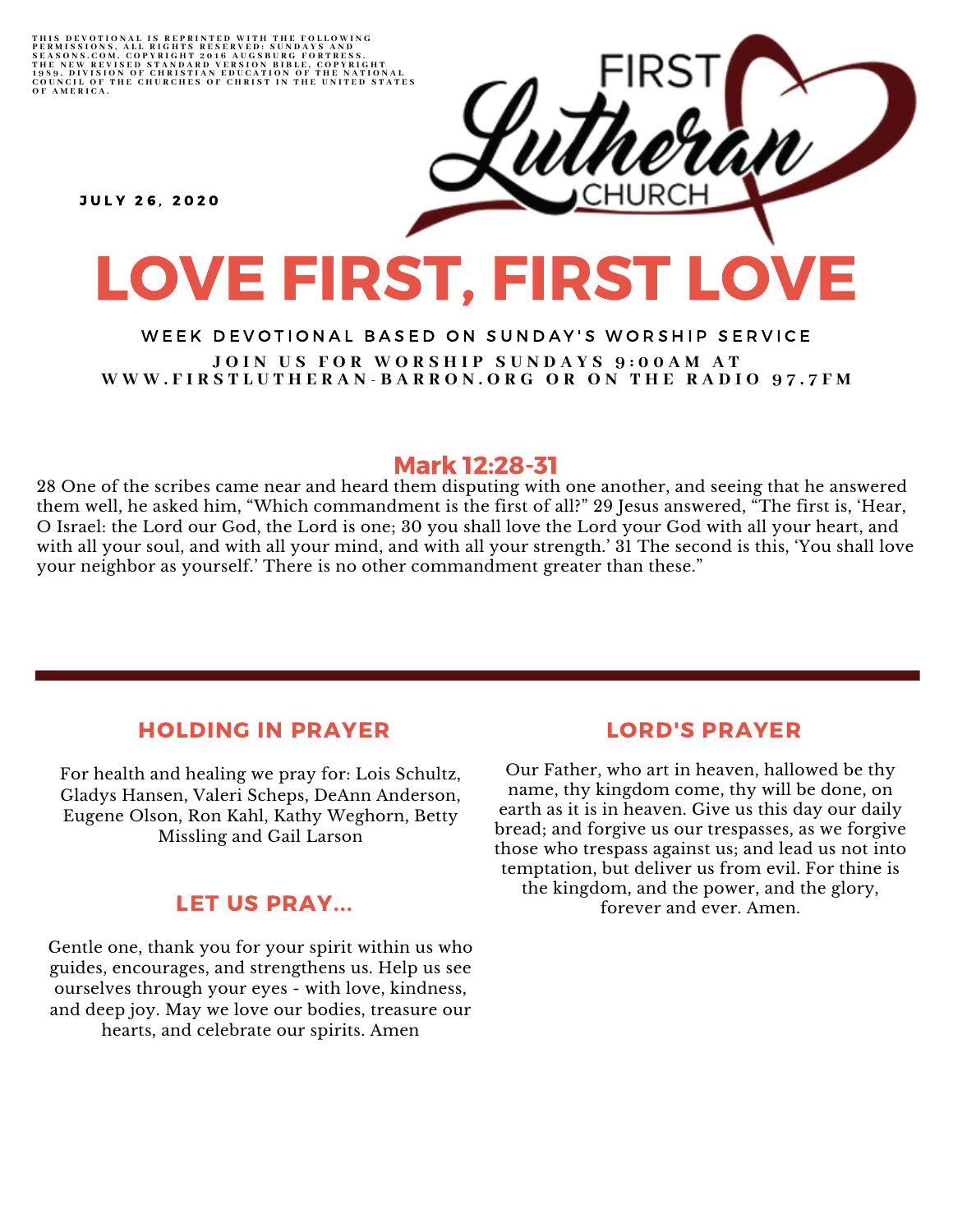THIS DEVOTIONAL IS REPRINTED WITH THE FOLLOWING PERMISSIONS, ALL RIGHTS RESERVED: SUNDAYS AND SEASONS.COM. COPYRIGHT 2016 AUGSBURG FORTRESS. THE NEW REVISED STANDARD VERSION BIBLE, COPYRIGHT 1989, DIVISION OF CHRISTIAN EDUCATION OF THE NATIONAL COUNCIL OF THE CHURCHES OF CHRIST IN THE UNITED STATES OF AMERICA.

FIRST Lutheran CHURCH

JULY 26, 2020

# LOVE FIRST, FIRST LOVE

WEEK DEVOTIONAL BASED ON SUNDAY'S WORSHIP SERVICE

JOIN US FOR WORSHIP SUNDAYS 9:00AM AT WWW.FIRSTLUTHERAN-BARRON.ORG OR ON THE RADIO 97.7FM

## Mark 12:28-31

28 One of the scribes came near and heard them disputing with one another, and seeing that he answered them well, he asked him, “Which commandment is the first of all?” 29 Jesus answered, “The first is, ‘Hear, O Israel: the Lord our God, the Lord is one; 30 you shall love the Lord your God with all your heart, and with all your soul, and with all your mind, and with all your strength.’ 31 The second is this, ‘You shall love your neighbor as yourself.’ There is no other commandment greater than these.”

---

## HOLDING IN PRAYER

For health and healing we pray for: Lois Schultz, Gladys Hansen, Valeri Scheps, DeAnn Anderson, Eugene Olson, Ron Kahl, Kathy Weghorn, Betty Missling and Gail Larson

## LET US PRAY...

Gentle one, thank you for your spirit within us who guides, encourages, and strengthens us. Help us see ourselves through your eyes - with love, kindness, and deep joy. May we love our bodies, treasure our hearts, and celebrate our spirits. Amen

## LORD'S PRAYER

Our Father, who art in heaven, hallowed be thy name, thy kingdom come, thy will be done, on earth as it is in heaven. Give us this day our daily bread; and forgive us our trespasses, as we forgive those who trespass against us; and lead us not into temptation, but deliver us from evil. For thine is the kingdom, and the power, and the glory, forever and ever. Amen.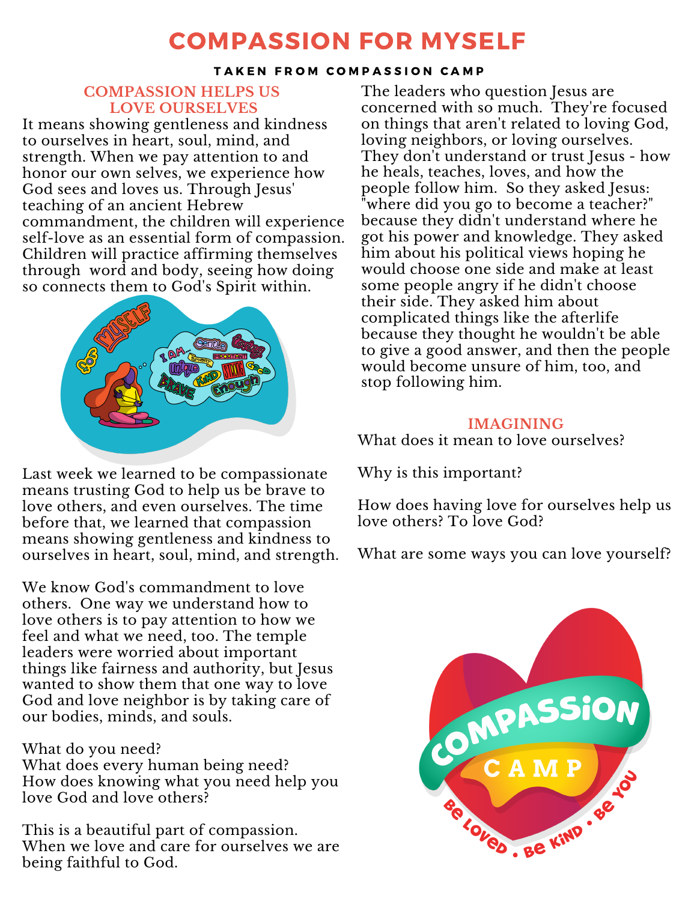# COMPASSION FOR MYSELF

**TAKEN FROM COMPASSION CAMP**

## COMPASSION HELPS US LOVE OURSELVES

It means showing gentleness and kindness to ourselves in heart, soul, mind, and strength. When we pay attention to and honor our own selves, we experience how God sees and loves us. Through Jesus' teaching of an ancient Hebrew commandment, the children will experience self-love as an essential form of compassion. Children will practice affirming themselves through word and body, seeing how doing so connects them to God's Spirit within.

Last week we learned to be compassionate means trusting God to help us be brave to love others, and even ourselves. The time before that, we learned that compassion means showing gentleness and kindness to ourselves in heart, soul, mind, and strength.

We know God's commandment to love others. One way we understand how to love others is to pay attention to how we feel and what we need, too. The temple leaders were worried about important things like fairness and authority, but Jesus wanted to show them that one way to love God and love neighbor is by taking care of our bodies, minds, and souls.

What do you need?
What does every human being need?
How does knowing what you need help you love God and love others?

This is a beautiful part of compassion. When we love and care for ourselves we are being faithful to God.

The leaders who question Jesus are concerned with so much. They're focused on things that aren't related to loving God, loving neighbors, or loving ourselves. They don't understand or trust Jesus - how he heals, teaches, loves, and how the people follow him. So they asked Jesus: "where did you go to become a teacher?" because they didn't understand where he got his power and knowledge. They asked him about his political views hoping he would choose one side and make at least some people angry if he didn't choose their side. They asked him about complicated things like the afterlife because they thought he wouldn't be able to give a good answer, and then the people would become unsure of him, too, and stop following him.

## IMAGINING

What does it mean to love ourselves?

Why is this important?

How does having love for ourselves help us love others? To love God?

What are some ways you can love yourself?